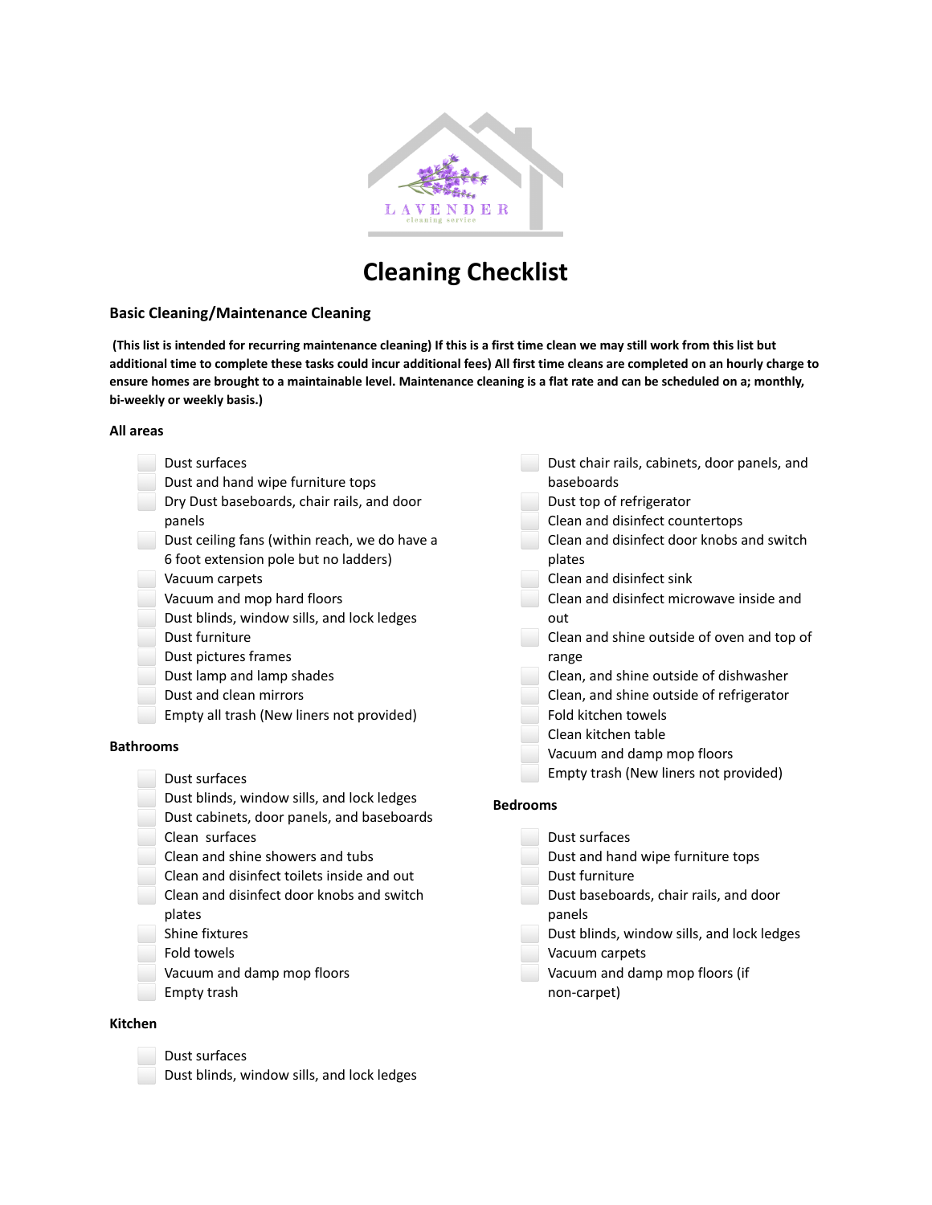# Cleaning Checklist

## Basic Cleaning/Maintenance Cleaning

**(This list is intended for recurring maintenance cleaning) If this is a first time clean we may still work from this list but additional time to complete these tasks could incur additional fees) All first time cleans are completed on an hourly charge to ensure homes are brought to a maintainable level. Maintenance cleaning is a flat rate and can be scheduled on a; monthly, bi-weekly or weekly basis.)**

### All areas

- [ ] Dust surfaces
- [ ] Dust and hand wipe furniture tops
- [ ] Dry Dust baseboards, chair rails, and door panels
- [ ] Dust ceiling fans (within reach, we do have a 6 foot extension pole but no ladders)
- [ ] Vacuum carpets
- [ ] Vacuum and mop hard floors
- [ ] Dust blinds, window sills, and lock ledges
- [ ] Dust furniture
- [ ] Dust pictures frames
- [ ] Dust lamp and lamp shades
- [ ] Dust and clean mirrors
- [ ] Empty all trash (New liners not provided)

### Bathrooms

- [ ] Dust surfaces
- [ ] Dust blinds, window sills, and lock ledges
- [ ] Dust cabinets, door panels, and baseboards
- [ ] Clean surfaces
- [ ] Clean and shine showers and tubs
- [ ] Clean and disinfect toilets inside and out
- [ ] Clean and disinfect door knobs and switch plates
- [ ] Shine fixtures
- [ ] Fold towels
- [ ] Vacuum and damp mop floors
- [ ] Empty trash

### Kitchen

- [ ] Dust surfaces
- [ ] Dust blinds, window sills, and lock ledges
- [ ] Dust chair rails, cabinets, door panels, and baseboards
- [ ] Dust top of refrigerator
- [ ] Clean and disinfect countertops
- [ ] Clean and disinfect door knobs and switch plates
- [ ] Clean and disinfect sink
- [ ] Clean and disinfect microwave inside and out
- [ ] Clean and shine outside of oven and top of range
- [ ] Clean, and shine outside of dishwasher
- [ ] Clean, and shine outside of refrigerator
- [ ] Fold kitchen towels
- [ ] Clean kitchen table
- [ ] Vacuum and damp mop floors
- [ ] Empty trash (New liners not provided)

### Bedrooms

- [ ] Dust surfaces
- [ ] Dust and hand wipe furniture tops
- [ ] Dust furniture
- [ ] Dust baseboards, chair rails, and door panels
- [ ] Dust blinds, window sills, and lock ledges
- [ ] Vacuum carpets
- [ ] Vacuum and damp mop floors (if non-carpet)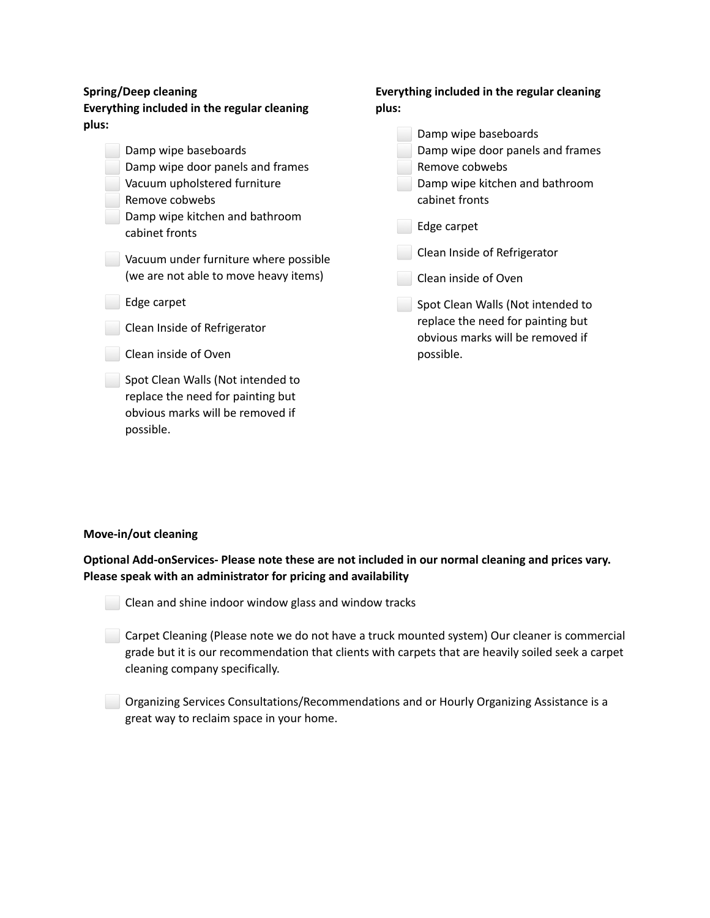**Spring/Deep cleaning**
**Everything included in the regular cleaning plus:**

- [ ] Damp wipe baseboards
- [ ] Damp wipe door panels and frames
- [ ] Vacuum upholstered furniture
- [ ] Remove cobwebs
- [ ] Damp wipe kitchen and bathroom cabinet fronts
- [ ] Vacuum under furniture where possible (we are not able to move heavy items)
- [ ] Edge carpet
- [ ] Clean Inside of Refrigerator
- [ ] Clean inside of Oven
- [ ] Spot Clean Walls (Not intended to replace the need for painting but obvious marks will be removed if possible.

**Everything included in the regular cleaning plus:**

- [ ] Damp wipe baseboards
- [ ] Damp wipe door panels and frames
- [ ] Remove cobwebs
- [ ] Damp wipe kitchen and bathroom cabinet fronts
- [ ] Edge carpet
- [ ] Clean Inside of Refrigerator
- [ ] Clean inside of Oven
- [ ] Spot Clean Walls (Not intended to replace the need for painting but obvious marks will be removed if possible.

**Move-in/out cleaning**

**Optional Add-onServices- Please note these are not included in our normal cleaning and prices vary. Please speak with an administrator for pricing and availability**

- [ ] Clean and shine indoor window glass and window tracks
- [ ] Carpet Cleaning (Please note we do not have a truck mounted system) Our cleaner is commercial grade but it is our recommendation that clients with carpets that are heavily soiled seek a carpet cleaning company specifically.
- [ ] Organizing Services Consultations/Recommendations and or Hourly Organizing Assistance is a great way to reclaim space in your home.